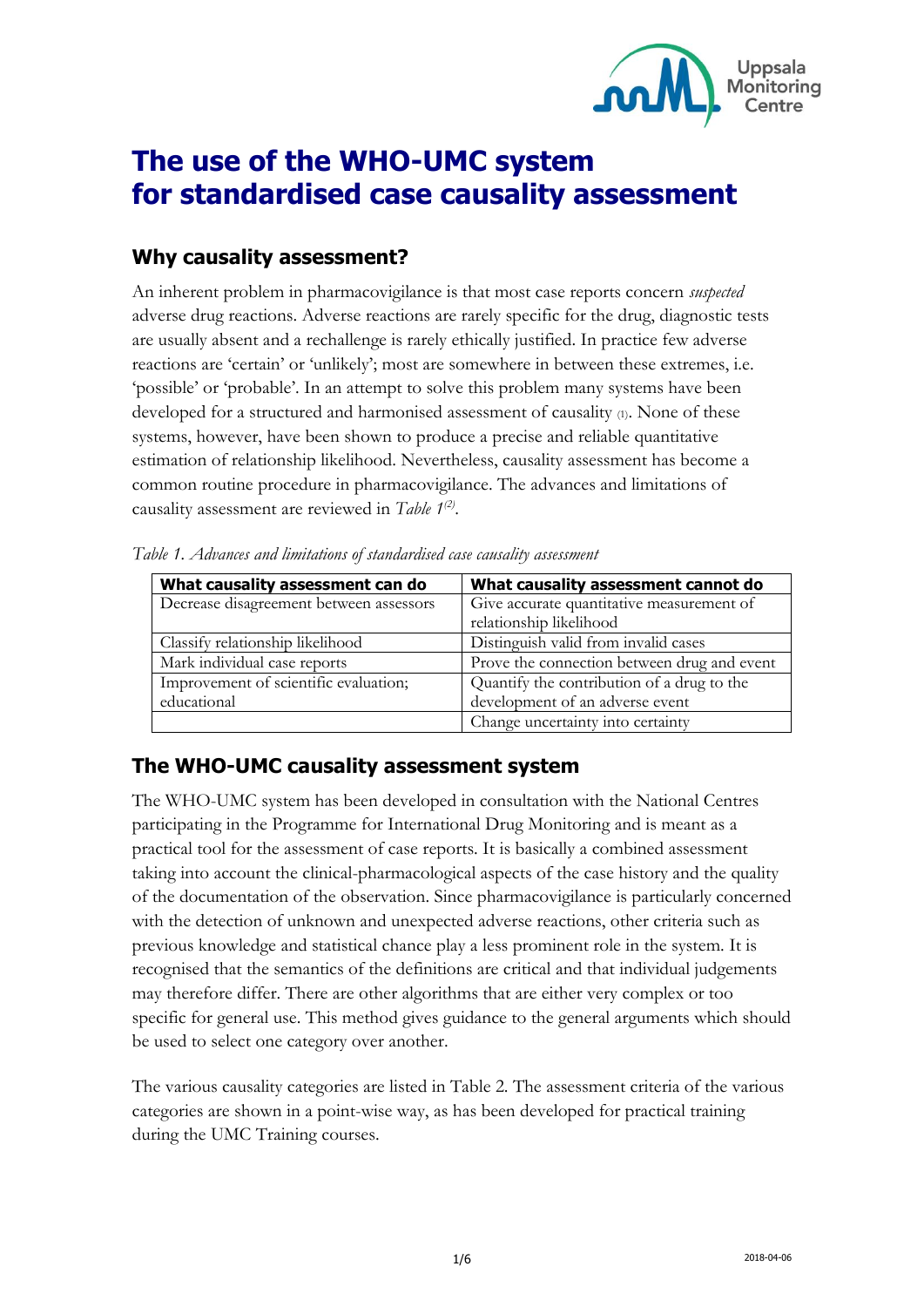# The use of the WHO-UMC system for standardised case causality assessment

## Why causality assessment?

An inherent problem in pharmacovigilance is that most case reports concern *suspected* adverse drug reactions. Adverse reactions are rarely specific for the drug, diagnostic tests are usually absent and a rechallenge is rarely ethically justified. In practice few adverse reactions are 'certain' or 'unlikely'; most are somewhere in between these extremes, i.e. 'possible' or 'probable'. In an attempt to solve this problem many systems have been developed for a structured and harmonised assessment of causality (1). None of these systems, however, have been shown to produce a precise and reliable quantitative estimation of relationship likelihood. Nevertheless, causality assessment has become a common routine procedure in pharmacovigilance. The advances and limitations of causality assessment are reviewed in *Table 1*[(2)].

*Table 1. Advances and limitations of standardised case causality assessment*

| What causality assessment can do | What causality assessment cannot do |
| --- | --- |
| Decrease disagreement between assessors | Give accurate quantitative measurement of relationship likelihood |
| Classify relationship likelihood | Distinguish valid from invalid cases |
| Mark individual case reports | Prove the connection between drug and event |
| Improvement of scientific evaluation; educational | Quantify the contribution of a drug to the development of an adverse event |
| | Change uncertainty into certainty |

## The WHO-UMC causality assessment system

The WHO-UMC system has been developed in consultation with the National Centres participating in the Programme for International Drug Monitoring and is meant as a practical tool for the assessment of case reports. It is basically a combined assessment taking into account the clinical-pharmacological aspects of the case history and the quality of the documentation of the observation. Since pharmacovigilance is particularly concerned with the detection of unknown and unexpected adverse reactions, other criteria such as previous knowledge and statistical chance play a less prominent role in the system. It is recognised that the semantics of the definitions are critical and that individual judgements may therefore differ. There are other algorithms that are either very complex or too specific for general use. This method gives guidance to the general arguments which should be used to select one category over another.

The various causality categories are listed in Table 2. The assessment criteria of the various categories are shown in a point-wise way, as has been developed for practical training during the UMC Training courses.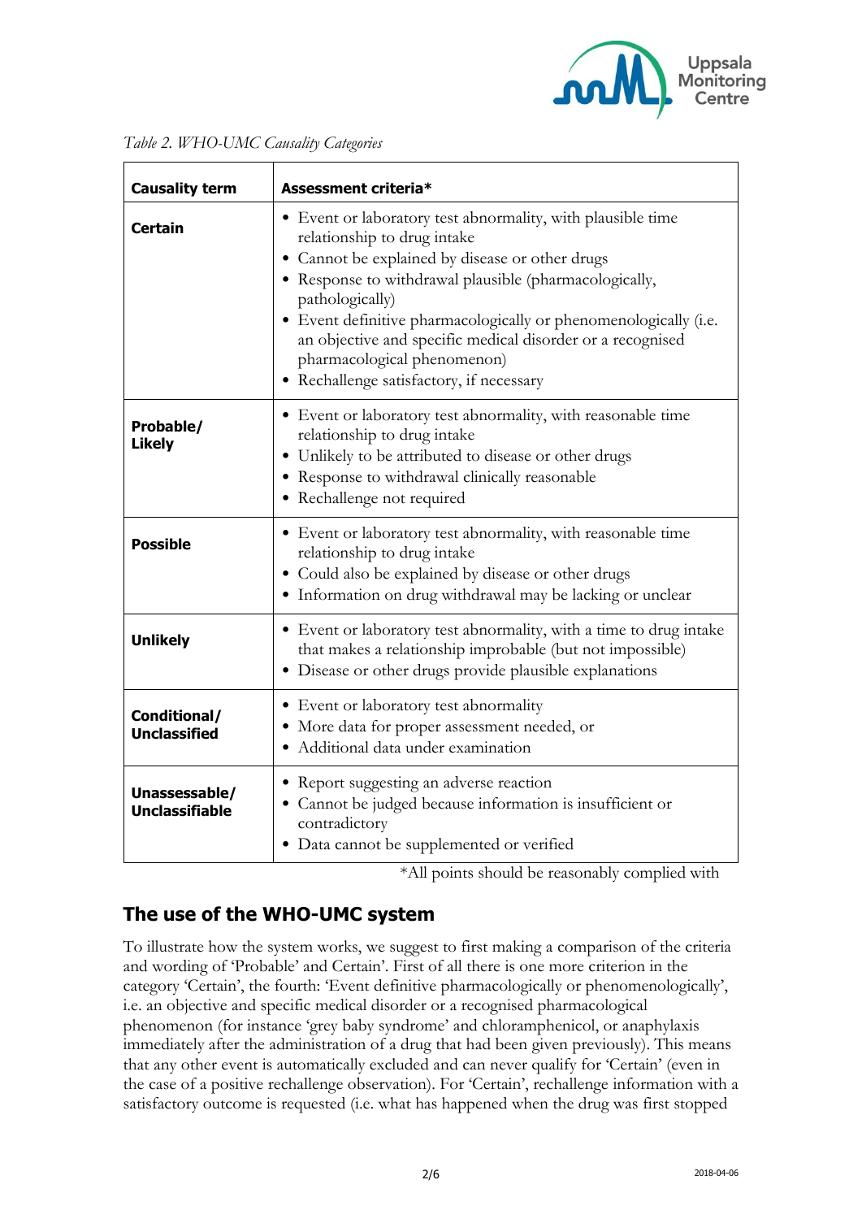*Table 2. WHO-UMC Causality Categories*

| **Causality term** | **Assessment criteria*** |
|---|---|
| **Certain** | • Event or laboratory test abnormality, with plausible time relationship to drug intake<br>• Cannot be explained by disease or other drugs<br>• Response to withdrawal plausible (pharmacologically, pathologically)<br>• Event definitive pharmacologically or phenomenologically (i.e. an objective and specific medical disorder or a recognised pharmacological phenomenon)<br>• Rechallenge satisfactory, if necessary |
| **Probable/ Likely** | • Event or laboratory test abnormality, with reasonable time relationship to drug intake<br>• Unlikely to be attributed to disease or other drugs<br>• Response to withdrawal clinically reasonable<br>• Rechallenge not required |
| **Possible** | • Event or laboratory test abnormality, with reasonable time relationship to drug intake<br>• Could also be explained by disease or other drugs<br>• Information on drug withdrawal may be lacking or unclear |
| **Unlikely** | • Event or laboratory test abnormality, with a time to drug intake that makes a relationship improbable (but not impossible)<br>• Disease or other drugs provide plausible explanations |
| **Conditional/ Unclassified** | • Event or laboratory test abnormality<br>• More data for proper assessment needed, or<br>• Additional data under examination |
| **Unassessable/ Unclassifiable** | • Report suggesting an adverse reaction<br>• Cannot be judged because information is insufficient or contradictory<br>• Data cannot be supplemented or verified |

*All points should be reasonably complied with

## The use of the WHO-UMC system

To illustrate how the system works, we suggest to first making a comparison of the criteria and wording of 'Probable' and Certain'. First of all there is one more criterion in the category 'Certain', the fourth: 'Event definitive pharmacologically or phenomenologically', i.e. an objective and specific medical disorder or a recognised pharmacological phenomenon (for instance 'grey baby syndrome' and chloramphenicol, or anaphylaxis immediately after the administration of a drug that had been given previously). This means that any other event is automatically excluded and can never qualify for 'Certain' (even in the case of a positive rechallenge observation). For 'Certain', rechallenge information with a satisfactory outcome is requested (i.e. what has happened when the drug was first stopped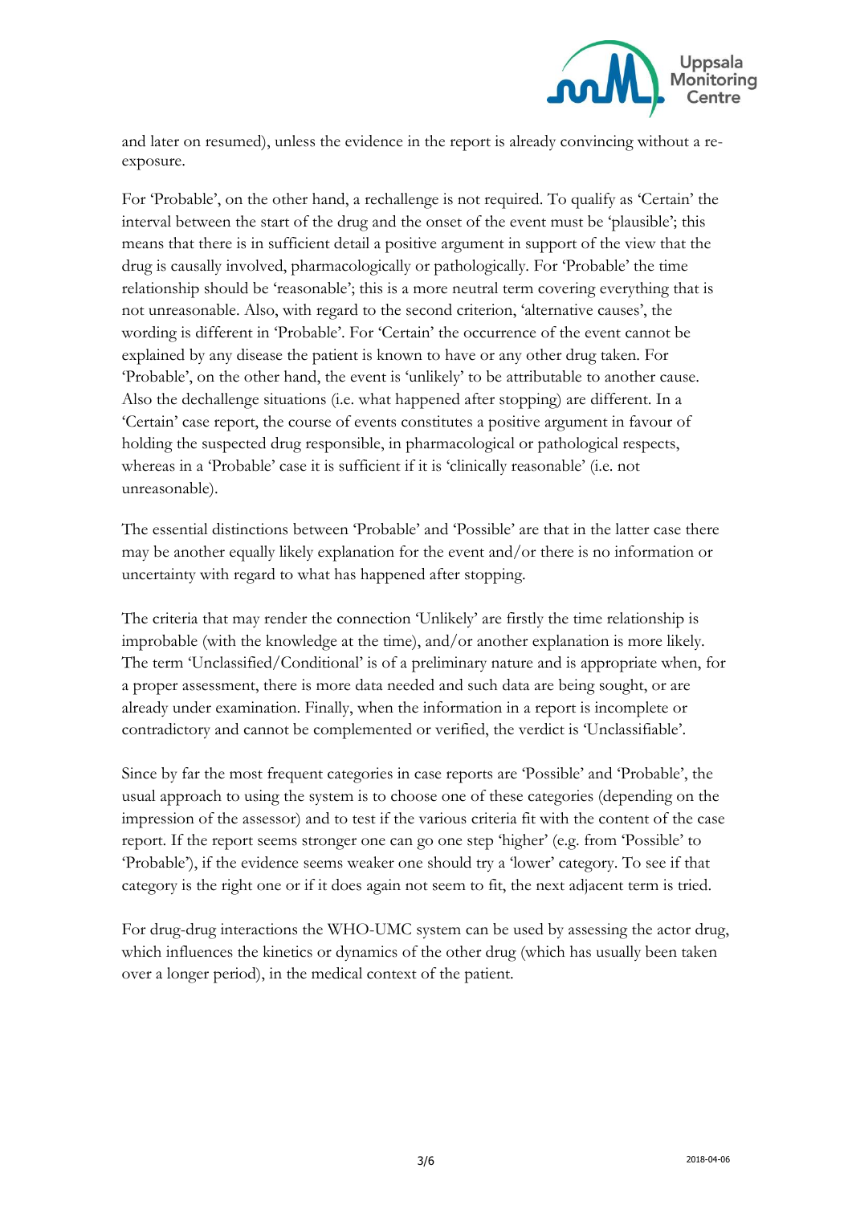and later on resumed), unless the evidence in the report is already convincing without a re-exposure.

For 'Probable', on the other hand, a rechallenge is not required. To qualify as 'Certain' the interval between the start of the drug and the onset of the event must be 'plausible'; this means that there is in sufficient detail a positive argument in support of the view that the drug is causally involved, pharmacologically or pathologically. For 'Probable' the time relationship should be 'reasonable'; this is a more neutral term covering everything that is not unreasonable. Also, with regard to the second criterion, 'alternative causes', the wording is different in 'Probable'. For 'Certain' the occurrence of the event cannot be explained by any disease the patient is known to have or any other drug taken. For 'Probable', on the other hand, the event is 'unlikely' to be attributable to another cause. Also the dechallenge situations (i.e. what happened after stopping) are different. In a 'Certain' case report, the course of events constitutes a positive argument in favour of holding the suspected drug responsible, in pharmacological or pathological respects, whereas in a 'Probable' case it is sufficient if it is 'clinically reasonable' (i.e. not unreasonable).

The essential distinctions between 'Probable' and 'Possible' are that in the latter case there may be another equally likely explanation for the event and/or there is no information or uncertainty with regard to what has happened after stopping.

The criteria that may render the connection 'Unlikely' are firstly the time relationship is improbable (with the knowledge at the time), and/or another explanation is more likely. The term 'Unclassified/Conditional' is of a preliminary nature and is appropriate when, for a proper assessment, there is more data needed and such data are being sought, or are already under examination. Finally, when the information in a report is incomplete or contradictory and cannot be complemented or verified, the verdict is 'Unclassifiable'.

Since by far the most frequent categories in case reports are 'Possible' and 'Probable', the usual approach to using the system is to choose one of these categories (depending on the impression of the assessor) and to test if the various criteria fit with the content of the case report. If the report seems stronger one can go one step 'higher' (e.g. from 'Possible' to 'Probable'), if the evidence seems weaker one should try a 'lower' category. To see if that category is the right one or if it does again not seem to fit, the next adjacent term is tried.

For drug-drug interactions the WHO-UMC system can be used by assessing the actor drug, which influences the kinetics or dynamics of the other drug (which has usually been taken over a longer period), in the medical context of the patient.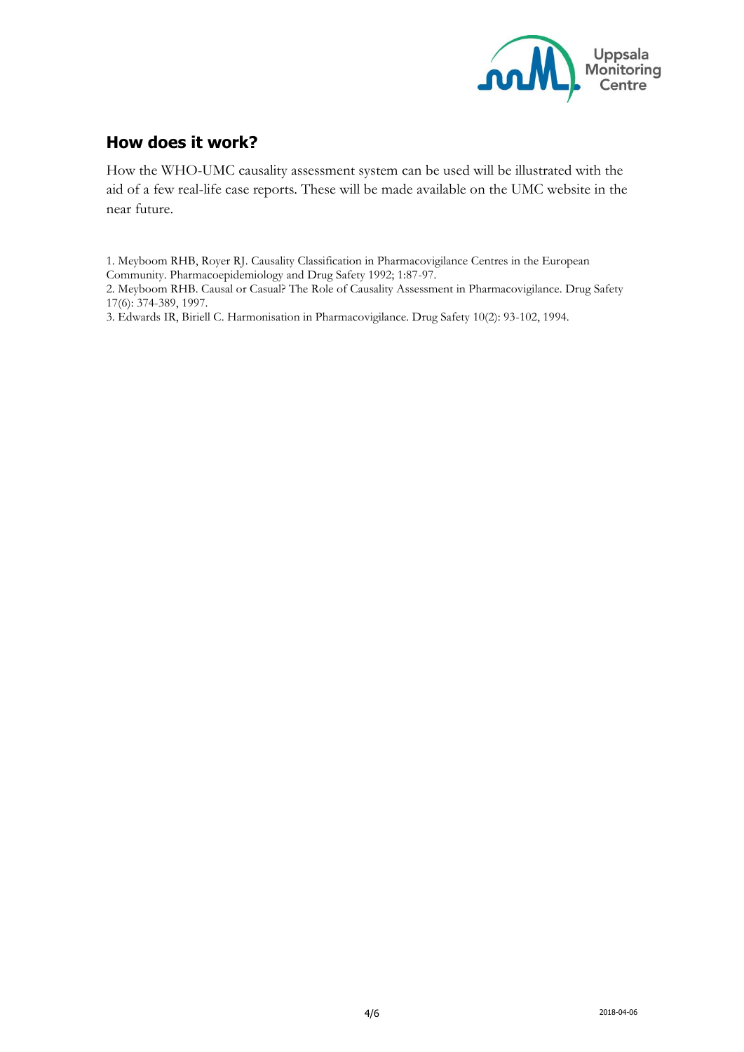## How does it work?

How the WHO-UMC causality assessment system can be used will be illustrated with the aid of a few real-life case reports. These will be made available on the UMC website in the near future.

1. Meyboom RHB, Royer RJ. Causality Classification in Pharmacovigilance Centres in the European Community. Pharmacoepidemiology and Drug Safety 1992; 1:87-97.
2. Meyboom RHB. Causal or Casual? The Role of Causality Assessment in Pharmacovigilance. Drug Safety 17(6): 374-389, 1997.
3. Edwards IR, Biriell C. Harmonisation in Pharmacovigilance. Drug Safety 10(2): 93-102, 1994.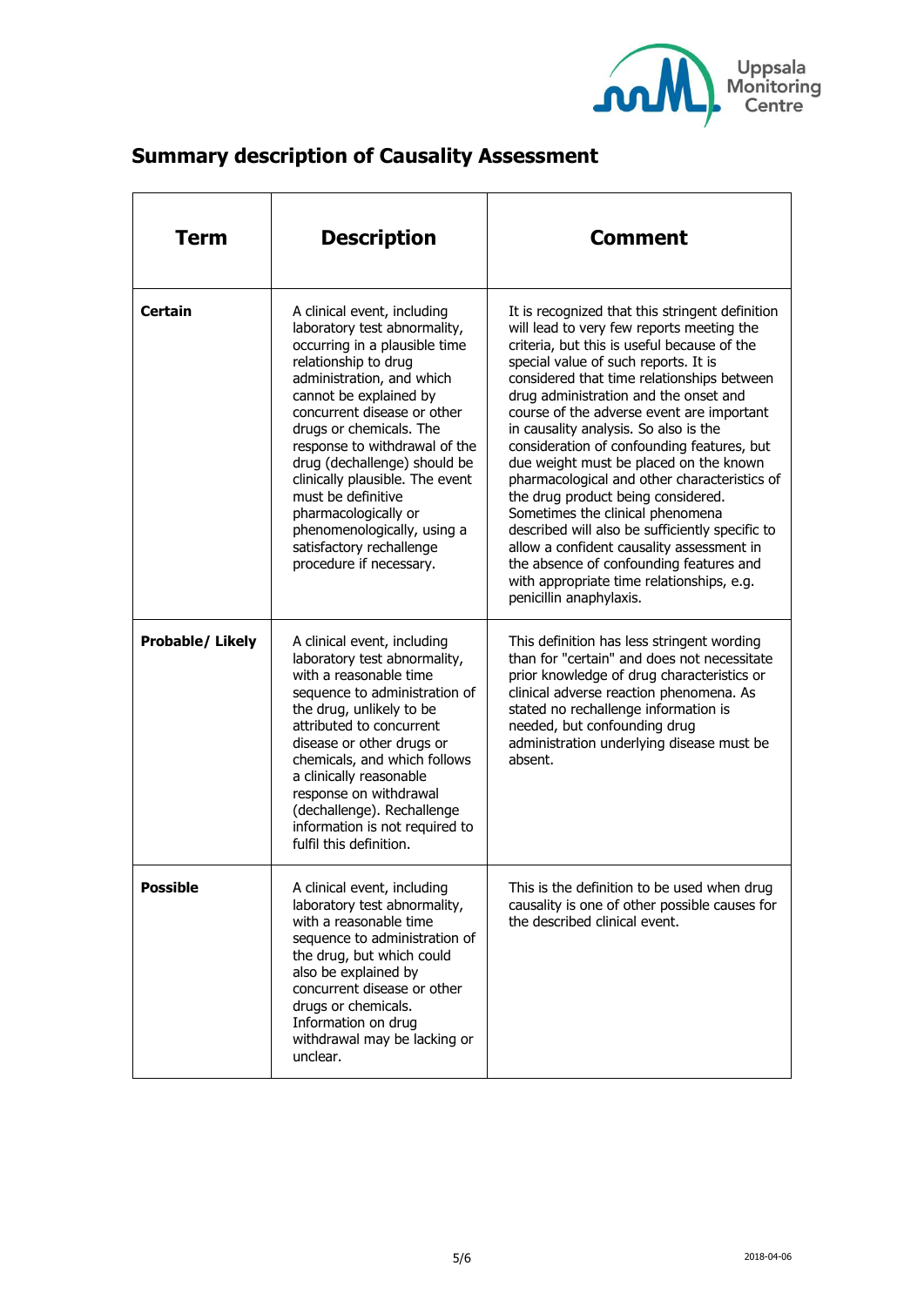# Summary description of Causality Assessment

| Term | Description | Comment |
|---|---|---|
| **Certain** | A clinical event, including laboratory test abnormality, occurring in a plausible time relationship to drug administration, and which cannot be explained by concurrent disease or other drugs or chemicals. The response to withdrawal of the drug (dechallenge) should be clinically plausible. The event must be definitive pharmacologically or phenomenologically, using a satisfactory rechallenge procedure if necessary. | It is recognized that this stringent definition will lead to very few reports meeting the criteria, but this is useful because of the special value of such reports. It is considered that time relationships between drug administration and the onset and course of the adverse event are important in causality analysis. So also is the consideration of confounding features, but due weight must be placed on the known pharmacological and other characteristics of the drug product being considered. Sometimes the clinical phenomena described will also be sufficiently specific to allow a confident causality assessment in the absence of confounding features and with appropriate time relationships, e.g. penicillin anaphylaxis. |
| **Probable/ Likely** | A clinical event, including laboratory test abnormality, with a reasonable time sequence to administration of the drug, unlikely to be attributed to concurrent disease or other drugs or chemicals, and which follows a clinically reasonable response on withdrawal (dechallenge). Rechallenge information is not required to fulfil this definition. | This definition has less stringent wording than for "certain" and does not necessitate prior knowledge of drug characteristics or clinical adverse reaction phenomena. As stated no rechallenge information is needed, but confounding drug administration underlying disease must be absent. |
| **Possible** | A clinical event, including laboratory test abnormality, with a reasonable time sequence to administration of the drug, but which could also be explained by concurrent disease or other drugs or chemicals. Information on drug withdrawal may be lacking or unclear. | This is the definition to be used when drug causality is one of other possible causes for the described clinical event. |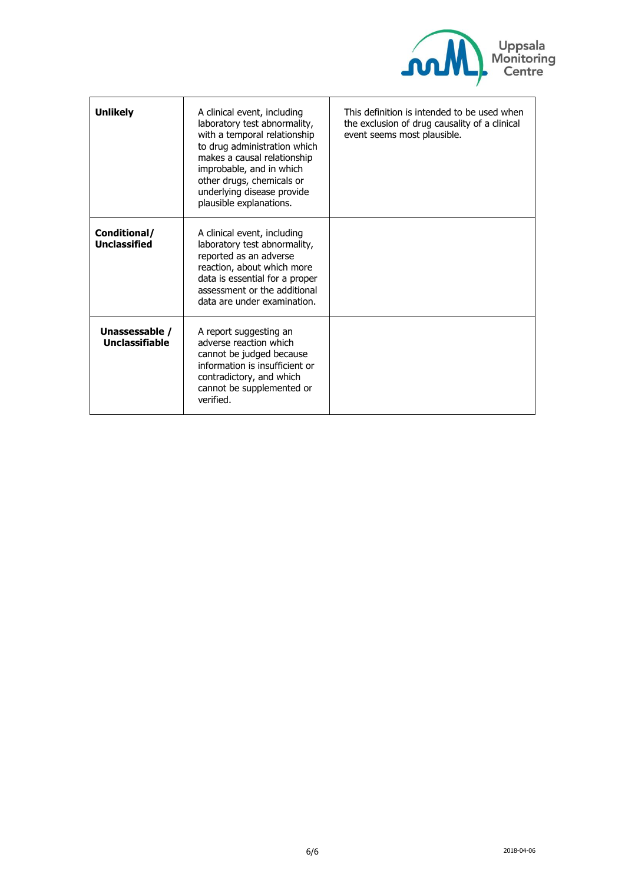| | | |
|---|---|---|
| **Unlikely** | A clinical event, including laboratory test abnormality, with a temporal relationship to drug administration which makes a causal relationship improbable, and in which other drugs, chemicals or underlying disease provide plausible explanations. | This definition is intended to be used when the exclusion of drug causality of a clinical event seems most plausible. |
| **Conditional/ Unclassified** | A clinical event, including laboratory test abnormality, reported as an adverse reaction, about which more data is essential for a proper assessment or the additional data are under examination. | |
| **Unassessable / Unclassifiable** | A report suggesting an adverse reaction which cannot be judged because information is insufficient or contradictory, and which cannot be supplemented or verified. | |